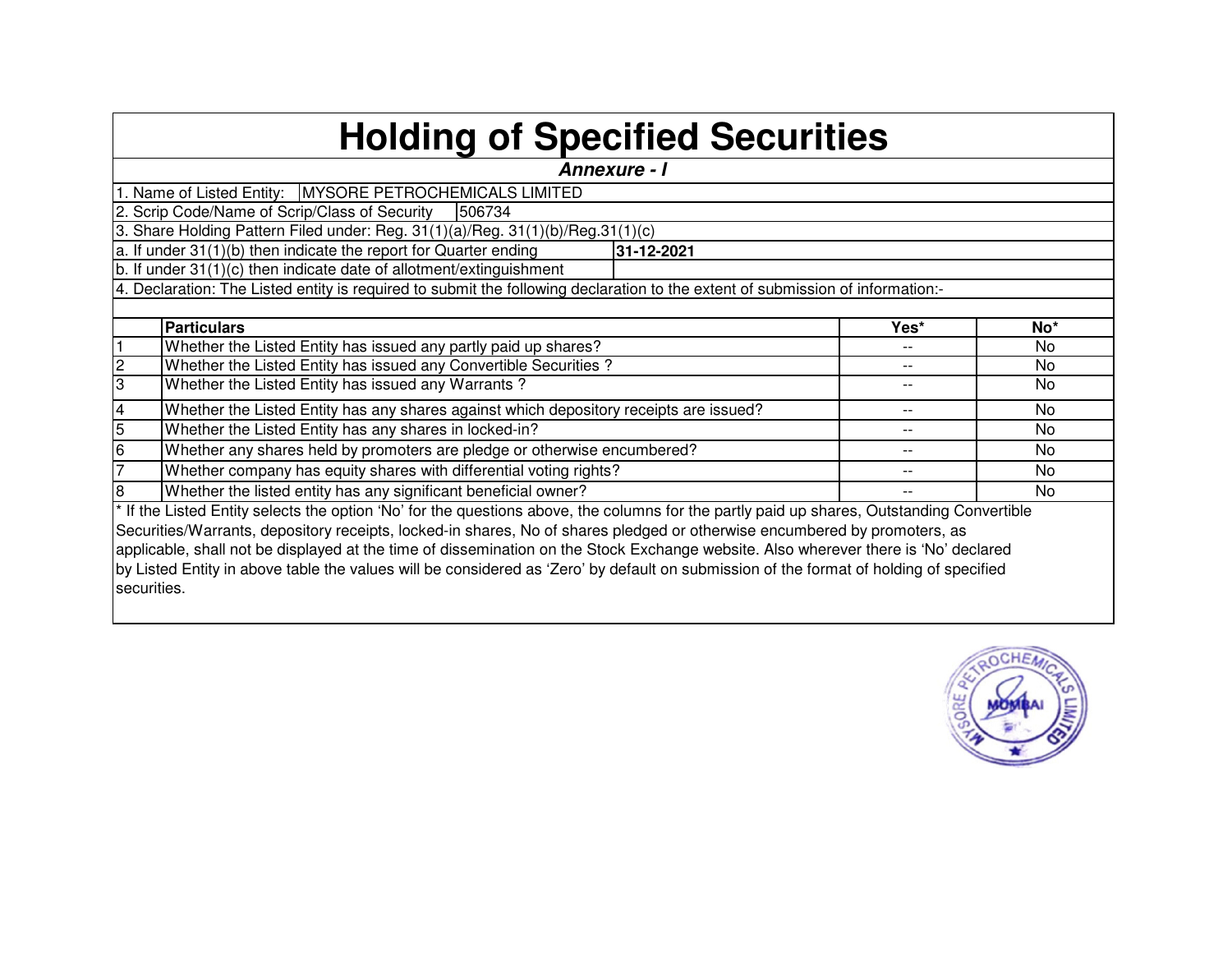# Holding of Specified Securities

***Annexure - I***

1. Name of Listed Entity: MYSORE PETROCHEMICALS LIMITED
2. Scrip Code/Name of Scrip/Class of Security 506734
3. Share Holding Pattern Filed under: Reg. 31(1)(a)/Reg. 31(1)(b)/Reg.31(1)(c)

a. If under 31(1)(b) then indicate the report for Quarter ending **31-12-2021**

b. If under 31(1)(c) then indicate date of allotment/extinguishment

4. Declaration: The Listed entity is required to submit the following declaration to the extent of submission of information:-

| | **Particulars** | **Yes*** | **No*** |
|---|---|---|---|
| 1 | Whether the Listed Entity has issued any partly paid up shares? | -- | No |
| 2 | Whether the Listed Entity has issued any Convertible Securities ? | -- | No |
| 3 | Whether the Listed Entity has issued any Warrants ? | -- | No |
| 4 | Whether the Listed Entity has any shares against which depository receipts are issued? | -- | No |
| 5 | Whether the Listed Entity has any shares in locked-in? | -- | No |
| 6 | Whether any shares held by promoters are pledge or otherwise encumbered? | -- | No |
| 7 | Whether company has equity shares with differential voting rights? | -- | No |
| 8 | Whether the listed entity has any significant beneficial owner? | -- | No |

* If the Listed Entity selects the option 'No' for the questions above, the columns for the partly paid up shares, Outstanding Convertible Securities/Warrants, depository receipts, locked-in shares, No of shares pledged or otherwise encumbered by promoters, as applicable, shall not be displayed at the time of dissemination on the Stock Exchange website. Also wherever there is 'No' declared by Listed Entity in above table the values will be considered as 'Zero' by default on submission of the format of holding of specified securities.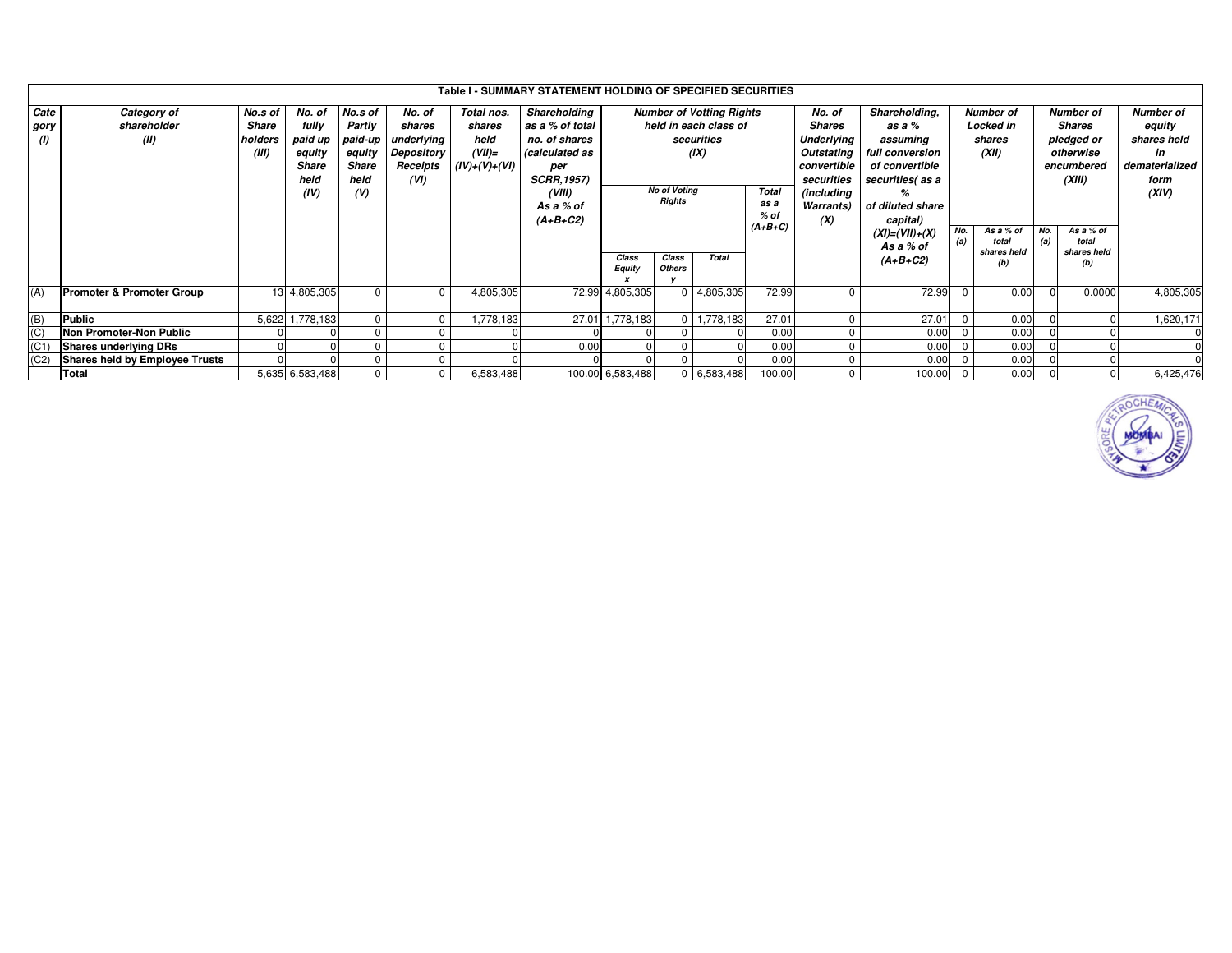**Table I - SUMMARY STATEMENT HOLDING OF SPECIFIED SECURITIES**

| Category (I) | Category of shareholder (II) | No.s of Share holders (III) | No. of fully paid up equity Share held (IV) | No.s of Partly paid-up equity Share held (V) | No. of shares underlying Depository Receipts (VI) | Total nos. shares held (VII)= (IV)+(V)+(VI) | Shareholding as a % of total no. of shares (calculated as per SCRR,1957) (VIII) As a % of (A+B+C2) | Number of Votting Rights held in each class of securities (IX) | | | | No. of Shares Underlying Outstating convertible securities (including Warrants) (X) | Shareholding, as a % assuming full conversion of convertible securities( as a % of diluted share capital) (XI)=(VII)+(X) As a % of (A+B+C2) | Number of Locked in shares (XII) | | Number of Shares pledged or otherwise encumbered (XIII) | | Number of equity shares held in dematerialized form (XIV) |
|---|---|---|---|---|---|---|---|---|---|---|---|---|---|---|---|---|---|---|
| | | | | | | | | No of Voting Rights | | | Total as a % of (A+B+C) | | | No. (a) | As a % of total shares held (b) | No. (a) | As a % of total shares held (b) | |
| | | | | | | | | Class Equity x | Class Others y | Total | | | | | | | | |
| (A) | **Promoter & Promoter Group** | 13 | 4,805,305 | 0 | 0 | 4,805,305 | 72.99 | 4,805,305 | 0 | 4,805,305 | 72.99 | 0 | 72.99 | 0 | 0.00 | 0 | 0.0000 | 4,805,305 |
| (B) | **Public** | 5,622 | 1,778,183 | 0 | 0 | 1,778,183 | 27.01 | 1,778,183 | 0 | 1,778,183 | 27.01 | 0 | 27.01 | 0 | 0.00 | 0 | 0 | 1,620,171 |
| (C) | **Non Promoter-Non Public** | 0 | 0 | 0 | 0 | 0 | 0 | 0 | 0 | 0 | 0.00 | 0 | 0.00 | 0 | 0.00 | 0 | 0 | 0 |
| (C1) | **Shares underlying DRs** | 0 | 0 | 0 | 0 | 0 | 0.00 | 0 | 0 | 0 | 0.00 | 0 | 0.00 | 0 | 0.00 | 0 | 0 | 0 |
| (C2) | **Shares held by Employee Trusts** | 0 | 0 | 0 | 0 | 0 | 0 | 0 | 0 | 0 | 0.00 | 0 | 0.00 | 0 | 0.00 | 0 | 0 | 0 |
| | **Total** | 5,635 | 6,583,488 | 0 | 0 | 6,583,488 | 100.00 | 6,583,488 | 0 | 6,583,488 | 100.00 | 0 | 100.00 | 0 | 0.00 | 0 | 0 | 6,425,476 |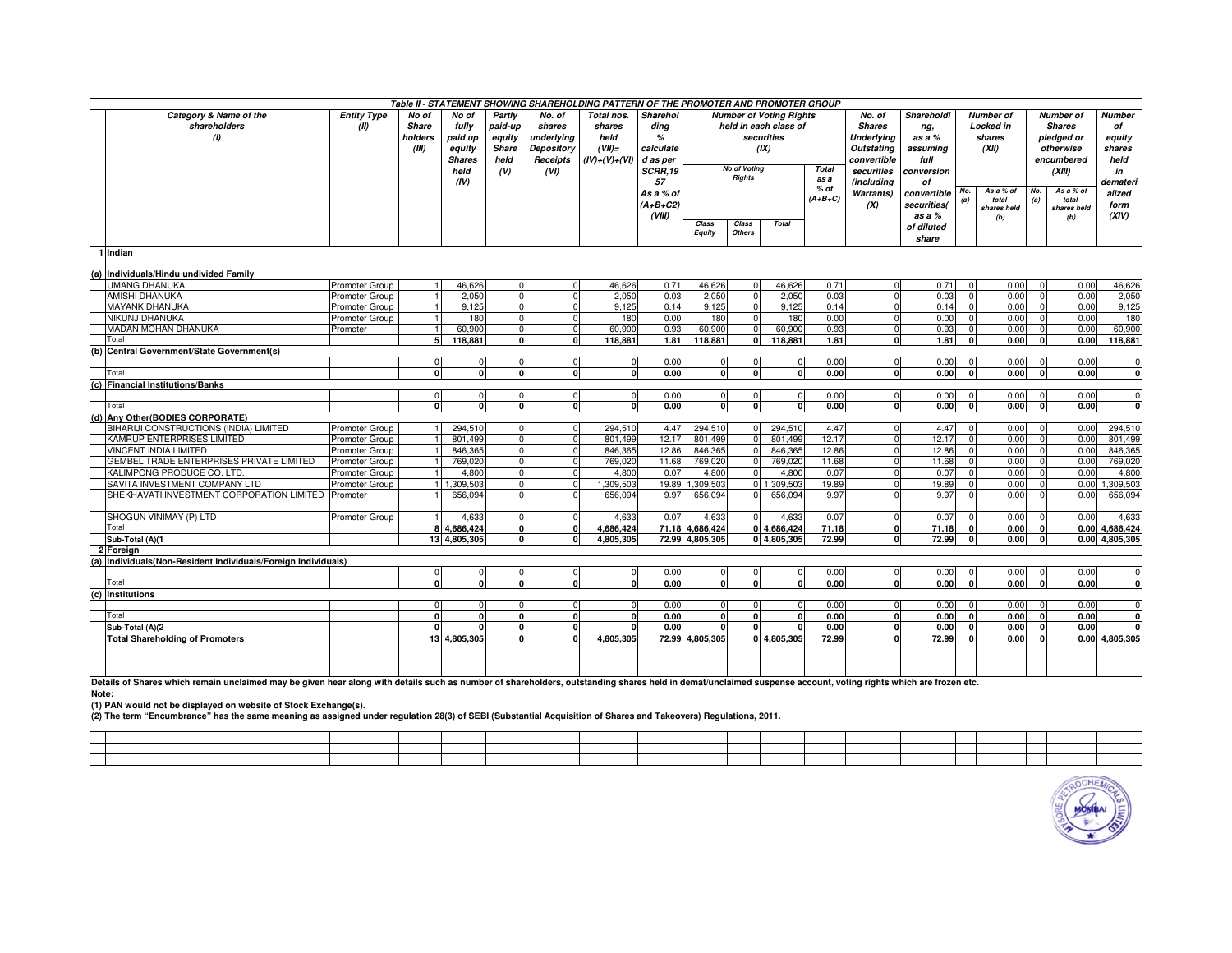**Table II - STATEMENT SHOWING SHAREHOLDING PATTERN OF THE PROMOTER AND PROMOTER GROUP**

| | Category & Name of the shareholders (I) | Entity Type (II) | No of Share holders (III) | No of fully paid up equity Shares held (IV) | Partly paid-up equity Share held (V) | No. of shares underlying Depository Receipts (VI) | Total nos. shares held (VII)= (IV)+(V)+(VI) | Shareholding % calculated as per SCRR,1957 As a % of (A+B+C2) (VIII) | Number of Voting Rights held in each class of securities (IX) | | | | No. of Shares Underlying Outstanding convertible securities (including Warrants) (X) | Shareholding, as a % assuming full conversion of convertible securities( as a % of diluted share | Number of Locked in shares (XII) | | Number of Shares pledged or otherwise encumbered (XIII) | | Number of equity shares held in dematerialized form (XIV) |
|---|---|---|---|---|---|---|---|---|---|---|---|---|---|---|---|---|---|---|---|
| | | | | | | | | | No of Voting Rights | | | Total as a % of (A+B+C) | | | No. (a) | As a % of total shares held (b) | No. (a) | As a % of total shares held (b) | |
| | | | | | | | | | Class Equity | Class Others | Total | | | | | | | | |
| 1 | Indian | | | | | | | | | | | | | | | | | | |
| (a) | Individuals/Hindu undivided Family | | | | | | | | | | | | | | | | | | |
| | UMANG DHANUKA | Promoter Group | 1 | 46,626 | 0 | 0 | 46,626 | 0.71 | 46,626 | 0 | 46,626 | 0.71 | 0 | 0.71 | 0 | 0.00 | 0 | 0.00 | 46,626 |
| | AMISHI DHANUKA | Promoter Group | 1 | 2,050 | 0 | 0 | 2,050 | 0.03 | 2,050 | 0 | 2,050 | 0.03 | 0 | 0.03 | 0 | 0.00 | 0 | 0.00 | 2,050 |
| | MAYANK DHANUKA | Promoter Group | 1 | 9,125 | 0 | 0 | 9,125 | 0.14 | 9,125 | 0 | 9,125 | 0.14 | 0 | 0.14 | 0 | 0.00 | 0 | 0.00 | 9,125 |
| | NIKUNJ DHANUKA | Promoter Group | 1 | 180 | 0 | 0 | 180 | 0.00 | 180 | 0 | 180 | 0.00 | 0 | 0.00 | 0 | 0.00 | 0 | 0.00 | 180 |
| | MADAN MOHAN DHANUKA | Promoter | 1 | 60,900 | 0 | 0 | 60,900 | 0.93 | 60,900 | 0 | 60,900 | 0.93 | 0 | 0.93 | 0 | 0.00 | 0 | 0.00 | 60,900 |
| | Total | | 5 | 118,881 | 0 | 0 | 118,881 | 1.81 | 118,881 | 0 | 118,881 | 1.81 | 0 | 1.81 | 0 | 0.00 | 0 | 0.00 | 118,881 |
| (b) | Central Government/State Government(s) | | | | | | | | | | | | | | | | | | |
| | | | 0 | 0 | 0 | 0 | 0 | 0.00 | 0 | 0 | 0 | 0.00 | 0 | 0.00 | 0 | 0.00 | 0 | 0.00 | 0 |
| | Total | | 0 | 0 | 0 | 0 | 0 | 0.00 | 0 | 0 | 0 | 0.00 | 0 | 0.00 | 0 | 0.00 | 0 | 0.00 | 0 |
| (c) | Financial Institutions/Banks | | | | | | | | | | | | | | | | | | |
| | | | 0 | 0 | 0 | 0 | 0 | 0.00 | 0 | 0 | 0 | 0.00 | 0 | 0.00 | 0 | 0.00 | 0 | 0.00 | 0 |
| | Total | | 0 | 0 | 0 | 0 | 0 | 0.00 | 0 | 0 | 0 | 0.00 | 0 | 0.00 | 0 | 0.00 | 0 | 0.00 | 0 |
| (d) | Any Other(BODIES CORPORATE) | | | | | | | | | | | | | | | | | | |
| | BIHARIJI CONSTRUCTIONS (INDIA) LIMITED | Promoter Group | 1 | 294,510 | 0 | 0 | 294,510 | 4.47 | 294,510 | 0 | 294,510 | 4.47 | 0 | 4.47 | 0 | 0.00 | 0 | 0.00 | 294,510 |
| | KAMRUP ENTERPRISES LIMITED | Promoter Group | 1 | 801,499 | 0 | 0 | 801,499 | 12.17 | 801,499 | 0 | 801,499 | 12.17 | 0 | 12.17 | 0 | 0.00 | 0 | 0.00 | 801,499 |
| | VINCENT INDIA LIMITED | Promoter Group | 1 | 846,365 | 0 | 0 | 846,365 | 12.86 | 846,365 | 0 | 846,365 | 12.86 | 0 | 12.86 | 0 | 0.00 | 0 | 0.00 | 846,365 |
| | GEMBEL TRADE ENTERPRISES PRIVATE LIMITED | Promoter Group | 1 | 769,020 | 0 | 0 | 769,020 | 11.68 | 769,020 | 0 | 769,020 | 11.68 | 0 | 11.68 | 0 | 0.00 | 0 | 0.00 | 769,020 |
| | KALIMPONG PRODUCE CO. LTD. | Promoter Group | 1 | 4,800 | 0 | 0 | 4,800 | 0.07 | 4,800 | 0 | 4,800 | 0.07 | 0 | 0.07 | 0 | 0.00 | 0 | 0.00 | 4,800 |
| | SAVITA INVESTMENT COMPANY LTD | Promoter Group | 1 | 1,309,503 | 0 | 0 | 1,309,503 | 19.89 | 1,309,503 | 0 | 1,309,503 | 19.89 | 0 | 19.89 | 0 | 0.00 | 0 | 0.00 | 1,309,503 |
| | SHEKHAVATI INVESTMENT CORPORATION LIMITED | Promoter | 1 | 656,094 | 0 | 0 | 656,094 | 9.97 | 656,094 | 0 | 656,094 | 9.97 | 0 | 9.97 | 0 | 0.00 | 0 | 0.00 | 656,094 |
| | SHOGUN VINIMAY (P) LTD | Promoter Group | 1 | 4,633 | 0 | 0 | 4,633 | 0.07 | 4,633 | 0 | 4,633 | 0.07 | 0 | 0.07 | 0 | 0.00 | 0 | 0.00 | 4,633 |
| | Total | | 8 | 4,686,424 | 0 | 0 | 4,686,424 | 71.18 | 4,686,424 | 0 | 4,686,424 | 71.18 | 0 | 71.18 | 0 | 0.00 | 0 | 0.00 | 4,686,424 |
| | Sub-Total (A)(1 | | 13 | 4,805,305 | 0 | 0 | 4,805,305 | 72.99 | 4,805,305 | 0 | 4,805,305 | 72.99 | 0 | 72.99 | 0 | 0.00 | 0 | 0.00 | 4,805,305 |
| 2 | Foreign | | | | | | | | | | | | | | | | | | |
| (a) | Individuals(Non-Resident Individuals/Foreign Individuals) | | | | | | | | | | | | | | | | | | |
| | | | 0 | 0 | 0 | 0 | 0 | 0.00 | 0 | 0 | 0 | 0.00 | 0 | 0.00 | 0 | 0.00 | 0 | 0.00 | 0 |
| | Total | | 0 | 0 | 0 | 0 | 0 | 0.00 | 0 | 0 | 0 | 0.00 | 0 | 0.00 | 0 | 0.00 | 0 | 0.00 | 0 |
| (c) | Institutions | | | | | | | | | | | | | | | | | | |
| | | | 0 | 0 | 0 | 0 | 0 | 0.00 | 0 | 0 | 0 | 0.00 | 0 | 0.00 | 0 | 0.00 | 0 | 0.00 | 0 |
| | Total | | 0 | 0 | 0 | 0 | 0 | 0.00 | 0 | 0 | 0 | 0.00 | 0 | 0.00 | 0 | 0.00 | 0 | 0.00 | 0 |
| | Sub-Total (A)(2 | | 0 | 0 | 0 | 0 | 0 | 0.00 | 0 | 0 | 0 | 0.00 | 0 | 0.00 | 0 | 0.00 | 0 | 0.00 | 0 |
| | Total Shareholding of Promoters | | 13 | 4,805,305 | 0 | 0 | 4,805,305 | 72.99 | 4,805,305 | 0 | 4,805,305 | 72.99 | 0 | 72.99 | 0 | 0.00 | 0 | 0.00 | 4,805,305 |

**Details of Shares which remain unclaimed may be given hear along with details such as number of shareholders, outstanding shares held in demat/unclaimed suspense account, voting rights which are frozen etc.**

**Note:**

**(1) PAN would not be displayed on website of Stock Exchange(s).**

**(2) The term "Encumbrance" has the same meaning as assigned under regulation 28(3) of SEBI (Substantial Acquisition of Shares and Takeovers) Regulations, 2011.**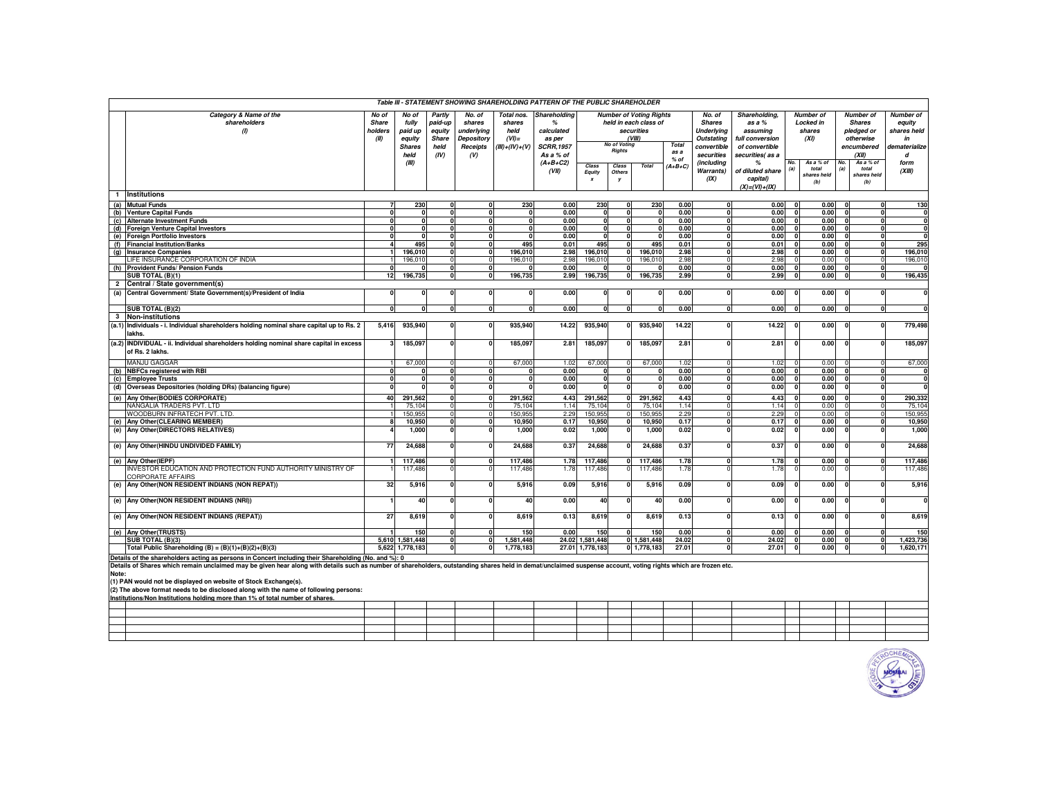### Table III - STATEMENT SHOWING SHAREHOLDING PATTERN OF THE PUBLIC SHAREHOLDER

| | Category & Name of the shareholders (I) | No of Share holders (II) | No of fully paid up equity Shares held (III) | Partly paid-up equity Share held (IV) | No. of shares underlying Depository Receipts (V) | Total nos. shares held (VI)= (III)+(IV)+(V) | Shareholding % calculated as per SCRR,1957 As a % of (A+B+C2) (VII) | Number of Voting Rights held in each class of securities (VIII) | | | | No. of Shares Underlying Outstating convertible securities (including Warrants) (IX) | Shareholding, as a % assuming full conversion of convertible securities( as a % of diluted share capital) (X)=(VI)+(IX) | Number of Locked in shares (XI) | | Number of Shares pledged or otherwise encumbered (XII) | | Number of equity shares held in dematerialized form (XIII) |
|---|---|---|---|---|---|---|---|---|---|---|---|---|---|---|---|---|---|---|
| | | | | | | | | No of Voting Rights | | | Total as a % of (A+B+C) | | | No. (a) | As a % of total shares held (b) | No. (a) | As a % of total shares held (b) | |
| | | | | | | | | Class Equity x | Class Others y | Total | | | | | | | | |
| 1 | **Institutions** | | | | | | | | | | | | | | | | | |
| (a) | **Mutual Funds** | 7 | 230 | 0 | 0 | 230 | 0.00 | 230 | 0 | 230 | 0.00 | 0 | 0.00 | 0 | 0.00 | 0 | 0 | 130 |
| (b) | **Venture Capital Funds** | 0 | 0 | 0 | 0 | 0 | 0.00 | 0 | 0 | 0 | 0.00 | 0 | 0.00 | 0 | 0.00 | 0 | 0 | 0 |
| (c) | **Alternate Investment Funds** | 0 | 0 | 0 | 0 | 0 | 0.00 | 0 | 0 | 0 | 0.00 | 0 | 0.00 | 0 | 0.00 | 0 | 0 | 0 |
| (d) | **Foreign Venture Capital Investors** | 0 | 0 | 0 | 0 | 0 | 0.00 | 0 | 0 | 0 | 0.00 | 0 | 0.00 | 0 | 0.00 | 0 | 0 | 0 |
| (e) | **Foreign Portfolio Investors** | 0 | 0 | 0 | 0 | 0 | 0.00 | 0 | 0 | 0 | 0.00 | 0 | 0.00 | 0 | 0.00 | 0 | 0 | 0 |
| (f) | **Financial Institution/Banks** | 4 | 495 | 0 | 0 | 495 | 0.01 | 495 | 0 | 495 | 0.01 | 0 | 0.01 | 0 | 0.00 | 0 | 0 | 295 |
| (g) | **Insurance Companies** | 1 | 196,010 | 0 | 0 | 196,010 | 2.98 | 196,010 | 0 | 196,010 | 2.98 | 0 | 2.98 | 0 | 0.00 | 0 | 0 | 196,010 |
| | LIFE INSURANCE CORPORATION OF INDIA | 1 | 196,010 | 0 | 0 | 196,010 | 2.98 | 196,010 | 0 | 196,010 | 2.98 | 0 | 2.98 | 0 | 0.00 | 0 | 0 | 196,010 |
| (h) | **Provident Funds/ Pension Funds** | 0 | 0 | 0 | 0 | 0 | 0.00 | 0 | 0 | 0 | 0.00 | 0 | 0.00 | 0 | 0.00 | 0 | 0 | 0 |
| | **SUB TOTAL (B)(1)** | 12 | 196,735 | 0 | 0 | 196,735 | 2.99 | 196,735 | 0 | 196,735 | 2.99 | 0 | 2.99 | 0 | 0.00 | 0 | 0 | 196,435 |
| 2 | **Central / State government(s)** | | | | | | | | | | | | | | | | | |
| (a) | **Central Government/ State Government(s)/President of India** | 0 | 0 | 0 | 0 | 0 | 0.00 | 0 | 0 | 0 | 0.00 | 0 | 0.00 | 0 | 0.00 | 0 | 0 | 0 |
| | **SUB TOTAL (B)(2)** | 0 | 0 | 0 | 0 | 0 | 0.00 | 0 | 0 | 0 | 0.00 | 0 | 0.00 | 0 | 0.00 | 0 | 0 | 0 |
| 3 | **Non-institutions** | | | | | | | | | | | | | | | | | |
| (a.1) | **Individuals - i. Individual shareholders holding nominal share capital up to Rs. 2 lakhs.** | 5,416 | 935,940 | 0 | 0 | 935,940 | 14.22 | 935,940 | 0 | 935,940 | 14.22 | 0 | 14.22 | 0 | 0.00 | 0 | 0 | 779,498 |
| (a.2) | **INDIVIDUAL - ii. Individual shareholders holding nominal share capital in excess of Rs. 2 lakhs.** | 3 | 185,097 | 0 | 0 | 185,097 | 2.81 | 185,097 | 0 | 185,097 | 2.81 | 0 | 2.81 | 0 | 0.00 | 0 | 0 | 185,097 |
| | MANJU GAGGAR | 1 | 67,000 | 0 | 0 | 67,000 | 1.02 | 67,000 | 0 | 67,000 | 1.02 | 0 | 1.02 | 0 | 0.00 | 0 | 0 | 67,000 |
| (b) | **NBFCs registered with RBI** | 0 | 0 | 0 | 0 | 0 | 0.00 | 0 | 0 | 0 | 0.00 | 0 | 0.00 | 0 | 0.00 | 0 | 0 | 0 |
| (c) | **Employee Trusts** | 0 | 0 | 0 | 0 | 0 | 0.00 | 0 | 0 | 0 | 0.00 | 0 | 0.00 | 0 | 0.00 | 0 | 0 | 0 |
| (d) | **Overseas Depositories (holding DRs) (balancing figure)** | 0 | 0 | 0 | 0 | 0 | 0.00 | 0 | 0 | 0 | 0.00 | 0 | 0.00 | 0 | 0.00 | 0 | 0 | 0 |
| (e) | **Any Other(BODIES CORPORATE)** | 40 | 291,562 | 0 | 0 | 291,562 | 4.43 | 291,562 | 0 | 291,562 | 4.43 | 0 | 4.43 | 0 | 0.00 | 0 | 0 | 290,332 |
| | NANGALIA TRADERS PVT. LTD | 1 | 75,104 | 0 | 0 | 75,104 | 1.14 | 75,104 | 0 | 75,104 | 1.14 | 0 | 1.14 | 0 | 0.00 | 0 | 0 | 75,104 |
| | WOODBURN INFRATECH PVT. LTD. | 1 | 150,955 | 0 | 0 | 150,955 | 2.29 | 150,955 | 0 | 150,955 | 2.29 | 0 | 2.29 | 0 | 0.00 | 0 | 0 | 150,955 |
| (e) | **Any Other(CLEARING MEMBER)** | 8 | 10,950 | 0 | 0 | 10,950 | 0.17 | 10,950 | 0 | 10,950 | 0.17 | 0 | 0.17 | 0 | 0.00 | 0 | 0 | 10,950 |
| (e) | **Any Other(DIRECTORS RELATIVES)** | 4 | 1,000 | 0 | 0 | 1,000 | 0.02 | 1,000 | 0 | 1,000 | 0.02 | 0 | 0.02 | 0 | 0.00 | 0 | 0 | 1,000 |
| (e) | **Any Other(HINDU UNDIVIDED FAMILY)** | 77 | 24,688 | 0 | 0 | 24,688 | 0.37 | 24,688 | 0 | 24,688 | 0.37 | 0 | 0.37 | 0 | 0.00 | 0 | 0 | 24,688 |
| (e) | **Any Other(IEPF)** | 1 | 117,486 | 0 | 0 | 117,486 | 1.78 | 117,486 | 0 | 117,486 | 1.78 | 0 | 1.78 | 0 | 0.00 | 0 | 0 | 117,486 |
| | INVESTOR EDUCATION AND PROTECTION FUND AUTHORITY MINISTRY OF CORPORATE AFFAIRS | 1 | 117,486 | 0 | 0 | 117,486 | 1.78 | 117,486 | 0 | 117,486 | 1.78 | 0 | 1.78 | 0 | 0.00 | 0 | 0 | 117,486 |
| (e) | **Any Other(NON RESIDENT INDIANS (NON REPAT))** | 32 | 5,916 | 0 | 0 | 5,916 | 0.09 | 5,916 | 0 | 5,916 | 0.09 | 0 | 0.09 | 0 | 0.00 | 0 | 0 | 5,916 |
| (e) | **Any Other(NON RESIDENT INDIANS (NRI))** | 1 | 40 | 0 | 0 | 40 | 0.00 | 40 | 0 | 40 | 0.00 | 0 | 0.00 | 0 | 0.00 | 0 | 0 | 0 |
| (e) | **Any Other(NON RESIDENT INDIANS (REPAT))** | 27 | 8,619 | 0 | 0 | 8,619 | 0.13 | 8,619 | 0 | 8,619 | 0.13 | 0 | 0.13 | 0 | 0.00 | 0 | 0 | 8,619 |
| (e) | **Any Other(TRUSTS)** | 1 | 150 | 0 | 0 | 150 | 0.00 | 150 | 0 | 150 | 0.00 | 0 | 0.00 | 0 | 0.00 | 0 | 0 | 150 |
| | **SUB TOTAL (B)(3)** | 5,610 | 1,581,448 | 0 | 0 | 1,581,448 | 24.02 | 1,581,448 | 0 | 1,581,448 | 24.02 | 0 | 24.02 | 0 | 0.00 | 0 | 0 | 1,423,736 |
| | **Total Public Shareholding (B) = (B)(1)+(B)(2)+(B)(3)** | 5,622 | 1,778,183 | 0 | 0 | 1,778,183 | 27.01 | 1,778,183 | 0 | 1,778,183 | 27.01 | 0 | 27.01 | 0 | 0.00 | 0 | 0 | 1,620,171 |

**Details of the shareholders acting as persons in Concert including their Shareholding (No. and %): 0**

**Details of Shares which remain unclaimed may be given hear along with details such as number of shareholders, outstanding shares held in demat/unclaimed suspense account, voting rights which are frozen etc.**

**Note:**

**(1) PAN would not be displayed on website of Stock Exchange(s).**

**(2) The above format needs to be disclosed along with the name of following persons:**

**Institutions/Non Institutions holding more than 1% of total number of shares.**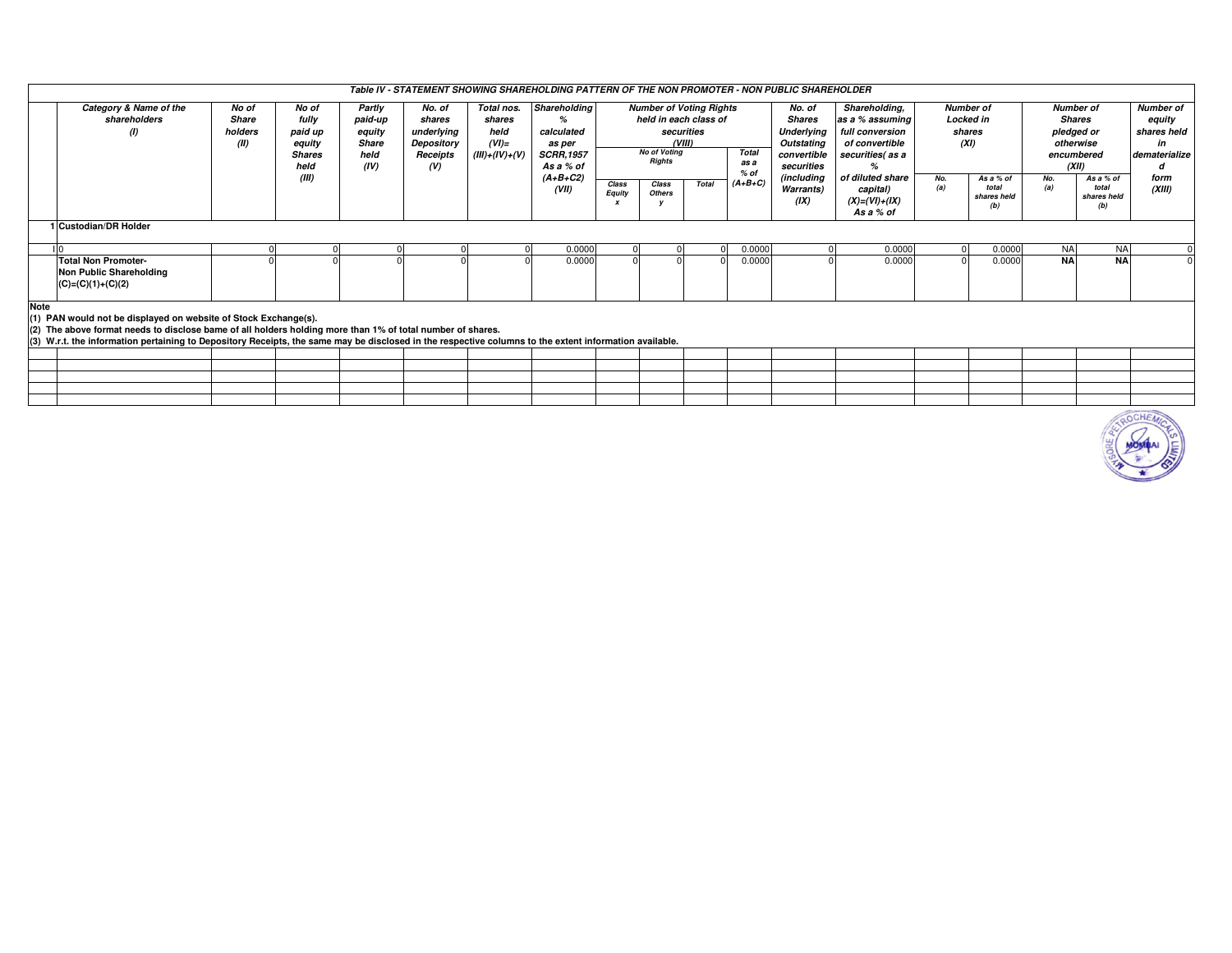### Table IV - STATEMENT SHOWING SHAREHOLDING PATTERN OF THE NON PROMOTER - NON PUBLIC SHAREHOLDER

| | Category & Name of the shareholders (I) | No of Share holders (II) | No of fully paid up equity Shares held (III) | Partly paid-up equity Share held (IV) | No. of shares underlying Depository Receipts (V) | Total nos. shares held (VI)= (III)+(IV)+(V) | Shareholding % calculated as per SCRR,1957 As a % of (A+B+C2) (VII) | Number of Voting Rights held in each class of securities (VIII) | | | | No. of Shares Underlying Outstanding convertible securities (including Warrants) (IX) | Shareholding, as a % assuming full conversion of convertible securities( as a % of diluted share capital) (X)=(VI)+(IX) As a % of | Number of Locked in shares (XI) | | Number of Shares pledged or otherwise encumbered (XII) | | Number of equity shares held in dematerialized form (XIII) |
|---|---|---|---|---|---|---|---|---|---|---|---|---|---|---|---|---|---|---|
| | | | | | | | | No of Voting Rights | | | Total as a % of (A+B+C) | | | | | | | |
| | | | | | | | | Class Equity x | Class Others y | Total | | | | No. (a) | As a % of total shares held (b) | No. (a) | As a % of total shares held (b) | |
| 1 | **Custodian/DR Holder** | | | | | | | | | | | | | | | | | |
| i | 0 | 0 | 0 | 0 | 0 | 0 | 0.0000 | 0 | 0 | 0 | 0.0000 | 0 | 0.0000 | 0 | 0.0000 | NA | NA | 0 |
| | **Total Non Promoter- Non Public Shareholding (C)=(C)(1)+(C)(2)** | 0 | 0 | 0 | 0 | 0 | 0.0000 | 0 | 0 | 0 | 0.0000 | 0 | 0.0000 | 0 | 0.0000 | **NA** | **NA** | 0 |

**Note**

**(1) PAN would not be displayed on website of Stock Exchange(s).**

**(2) The above format needs to disclose bame of all holders holding more than 1% of total number of shares.**

**(3) W.r.t. the information pertaining to Depository Receipts, the same may be disclosed in the respective columns to the extent information available.**